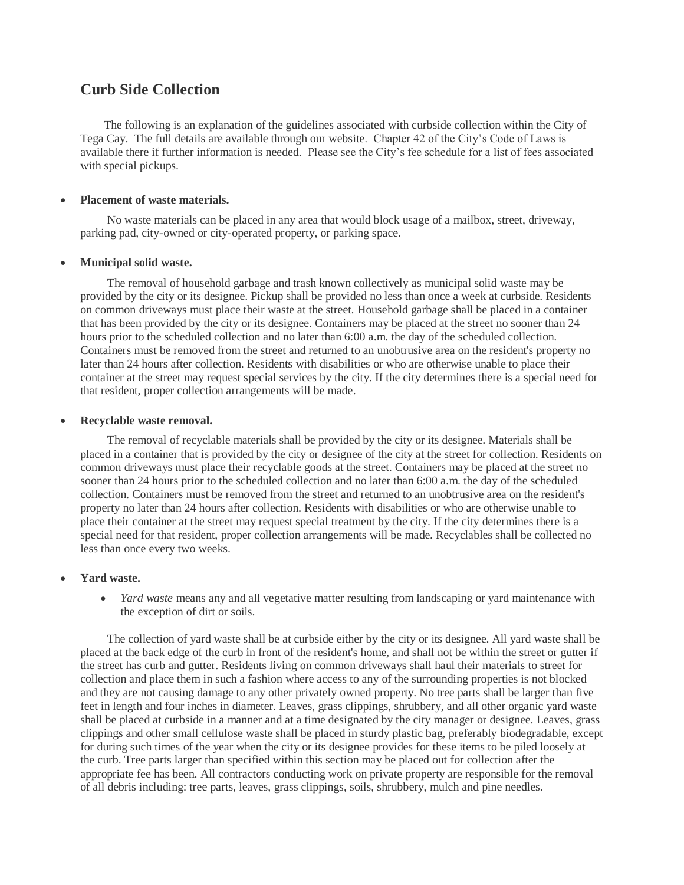# Curb Side Collection

The following is an explanation of the guidelines associated with curbside collection within the City of Tega Cay. The full details are available through our website. Chapter 42 of the City's Code of Laws is available there if further information is needed. Please see the City's fee schedule for a list of fees associated with special pickups.

- **Placement of waste materials.**

No waste materials can be placed in any area that would block usage of a mailbox, street, driveway, parking pad, city-owned or city-operated property, or parking space.

- **Municipal solid waste.**

The removal of household garbage and trash known collectively as municipal solid waste may be provided by the city or its designee. Pickup shall be provided no less than once a week at curbside. Residents on common driveways must place their waste at the street. Household garbage shall be placed in a container that has been provided by the city or its designee. Containers may be placed at the street no sooner than 24 hours prior to the scheduled collection and no later than 6:00 a.m. the day of the scheduled collection. Containers must be removed from the street and returned to an unobtrusive area on the resident's property no later than 24 hours after collection. Residents with disabilities or who are otherwise unable to place their container at the street may request special services by the city. If the city determines there is a special need for that resident, proper collection arrangements will be made.

- **Recyclable waste removal.**

The removal of recyclable materials shall be provided by the city or its designee. Materials shall be placed in a container that is provided by the city or designee of the city at the street for collection. Residents on common driveways must place their recyclable goods at the street. Containers may be placed at the street no sooner than 24 hours prior to the scheduled collection and no later than 6:00 a.m. the day of the scheduled collection. Containers must be removed from the street and returned to an unobtrusive area on the resident's property no later than 24 hours after collection. Residents with disabilities or who are otherwise unable to place their container at the street may request special treatment by the city. If the city determines there is a special need for that resident, proper collection arrangements will be made. Recyclables shall be collected no less than once every two weeks.

- **Yard waste.**
  - *Yard waste* means any and all vegetative matter resulting from landscaping or yard maintenance with the exception of dirt or soils.

The collection of yard waste shall be at curbside either by the city or its designee. All yard waste shall be placed at the back edge of the curb in front of the resident's home, and shall not be within the street or gutter if the street has curb and gutter. Residents living on common driveways shall haul their materials to street for collection and place them in such a fashion where access to any of the surrounding properties is not blocked and they are not causing damage to any other privately owned property. No tree parts shall be larger than five feet in length and four inches in diameter. Leaves, grass clippings, shrubbery, and all other organic yard waste shall be placed at curbside in a manner and at a time designated by the city manager or designee. Leaves, grass clippings and other small cellulose waste shall be placed in sturdy plastic bag, preferably biodegradable, except for during such times of the year when the city or its designee provides for these items to be piled loosely at the curb. Tree parts larger than specified within this section may be placed out for collection after the appropriate fee has been. All contractors conducting work on private property are responsible for the removal of all debris including: tree parts, leaves, grass clippings, soils, shrubbery, mulch and pine needles.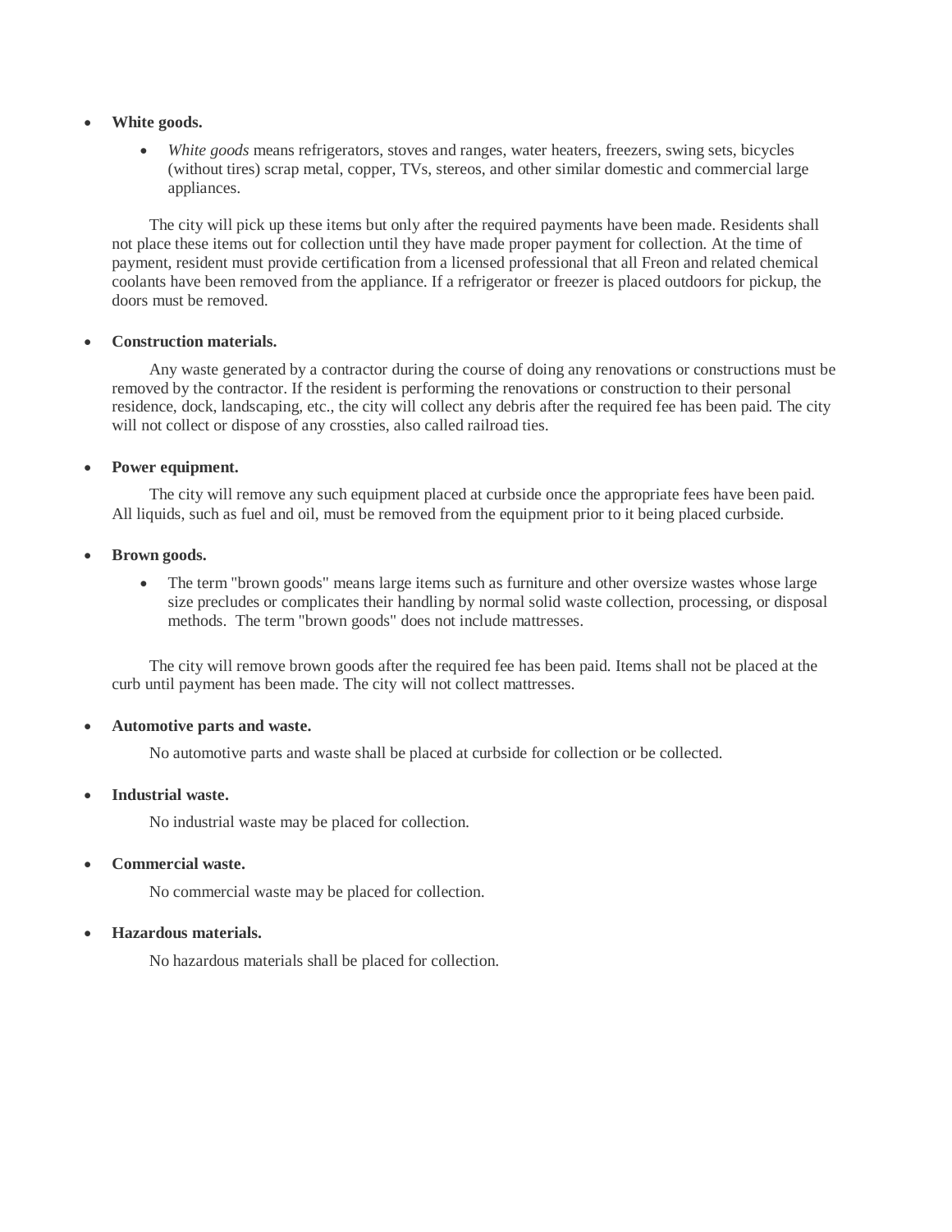- **White goods.**
    - *White goods* means refrigerators, stoves and ranges, water heaters, freezers, swing sets, bicycles (without tires) scrap metal, copper, TVs, stereos, and other similar domestic and commercial large appliances.

    The city will pick up these items but only after the required payments have been made. Residents shall not place these items out for collection until they have made proper payment for collection. At the time of payment, resident must provide certification from a licensed professional that all Freon and related chemical coolants have been removed from the appliance. If a refrigerator or freezer is placed outdoors for pickup, the doors must be removed.

- **Construction materials.**

    Any waste generated by a contractor during the course of doing any renovations or constructions must be removed by the contractor. If the resident is performing the renovations or construction to their personal residence, dock, landscaping, etc., the city will collect any debris after the required fee has been paid. The city will not collect or dispose of any crossties, also called railroad ties.

- **Power equipment.**

    The city will remove any such equipment placed at curbside once the appropriate fees have been paid. All liquids, such as fuel and oil, must be removed from the equipment prior to it being placed curbside.

- **Brown goods.**
    - The term "brown goods" means large items such as furniture and other oversize wastes whose large size precludes or complicates their handling by normal solid waste collection, processing, or disposal methods. The term "brown goods" does not include mattresses.

    The city will remove brown goods after the required fee has been paid. Items shall not be placed at the curb until payment has been made. The city will not collect mattresses.

- **Automotive parts and waste.**

    No automotive parts and waste shall be placed at curbside for collection or be collected.

- **Industrial waste.**

    No industrial waste may be placed for collection.

- **Commercial waste.**

    No commercial waste may be placed for collection.

- **Hazardous materials.**

    No hazardous materials shall be placed for collection.